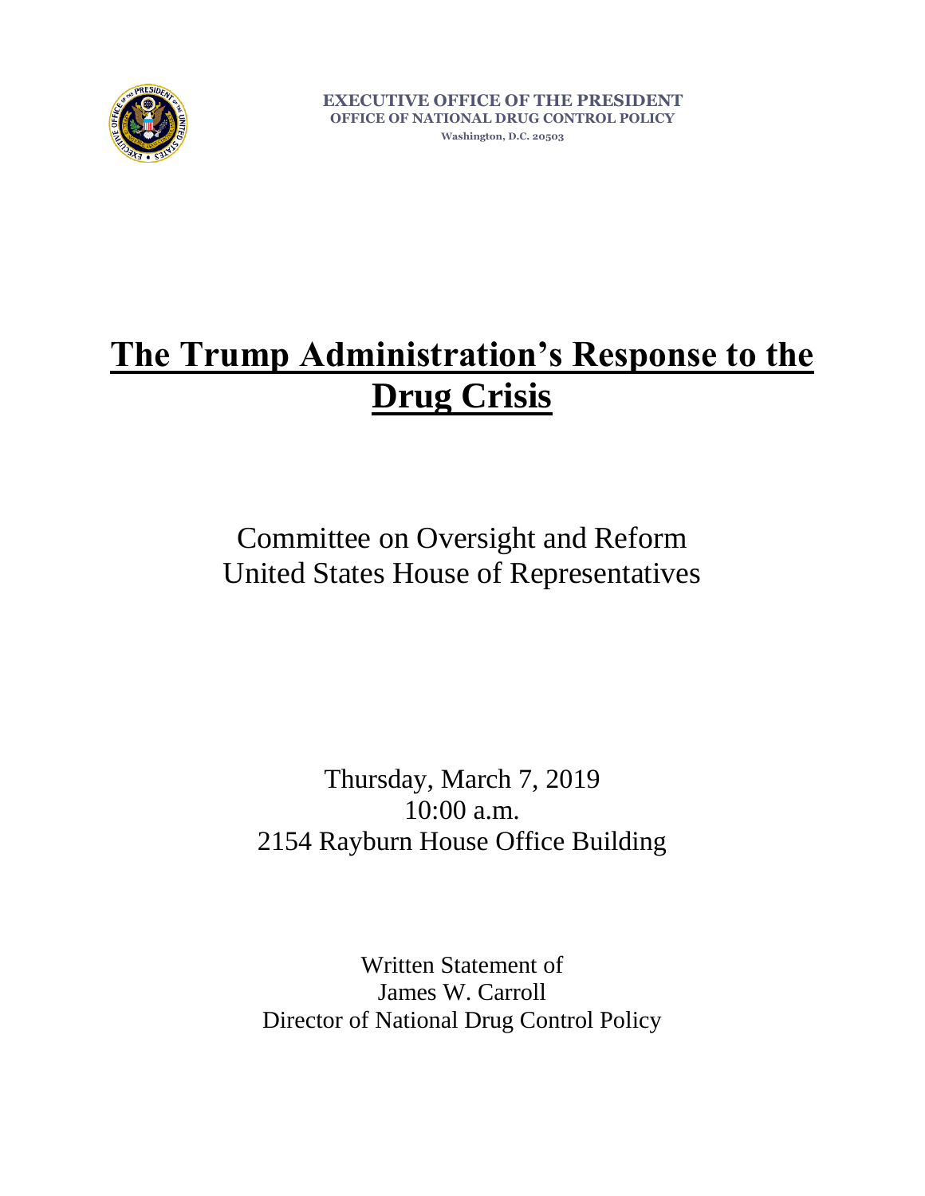EXECUTIVE OFFICE OF THE PRESIDENT
OFFICE OF NATIONAL DRUG CONTROL POLICY
Washington, D.C. 20503

# The Trump Administration's Response to the Drug Crisis

Committee on Oversight and Reform
United States House of Representatives

Thursday, March 7, 2019
10:00 a.m.
2154 Rayburn House Office Building

Written Statement of
James W. Carroll
Director of National Drug Control Policy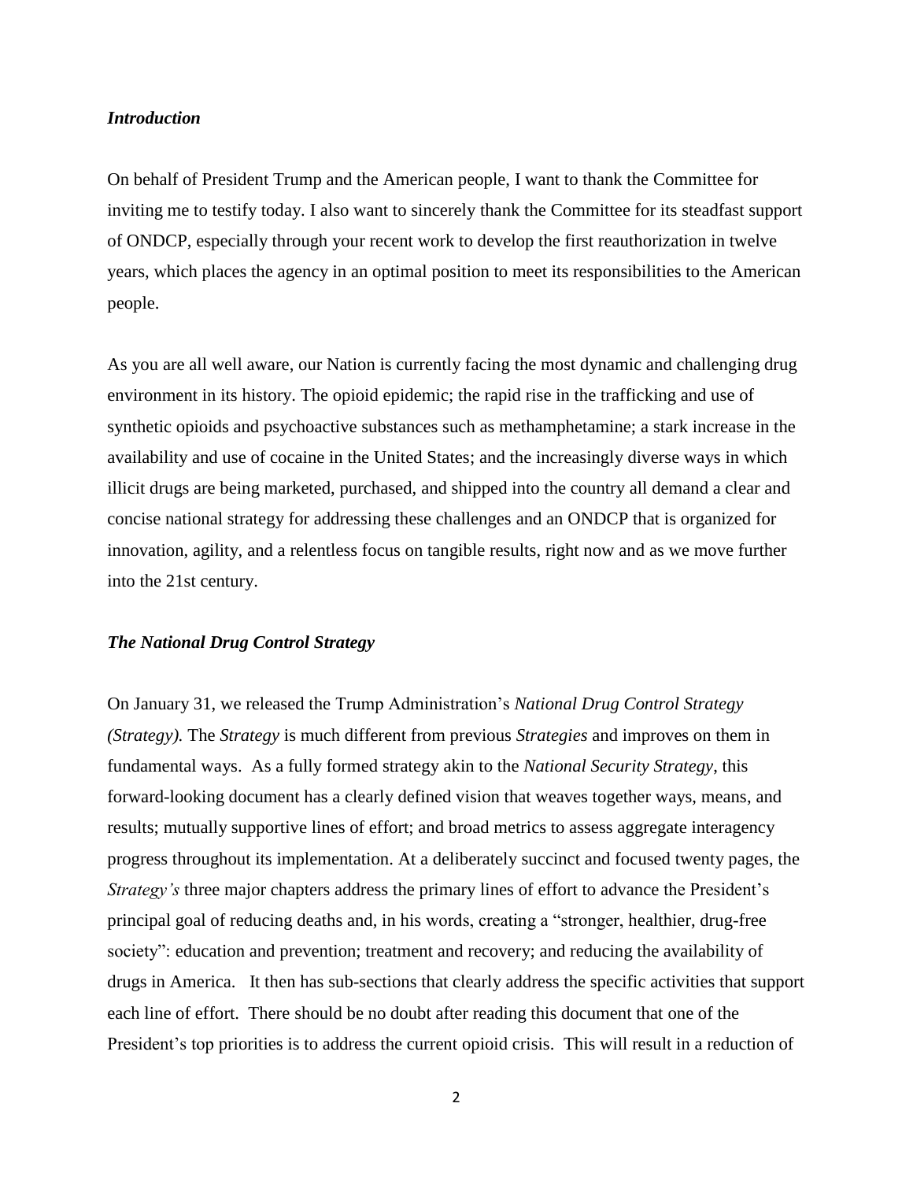### *Introduction*

On behalf of President Trump and the American people, I want to thank the Committee for inviting me to testify today. I also want to sincerely thank the Committee for its steadfast support of ONDCP, especially through your recent work to develop the first reauthorization in twelve years, which places the agency in an optimal position to meet its responsibilities to the American people.

As you are all well aware, our Nation is currently facing the most dynamic and challenging drug environment in its history. The opioid epidemic; the rapid rise in the trafficking and use of synthetic opioids and psychoactive substances such as methamphetamine; a stark increase in the availability and use of cocaine in the United States; and the increasingly diverse ways in which illicit drugs are being marketed, purchased, and shipped into the country all demand a clear and concise national strategy for addressing these challenges and an ONDCP that is organized for innovation, agility, and a relentless focus on tangible results, right now and as we move further into the 21st century.

### *The National Drug Control Strategy*

On January 31, we released the Trump Administration's *National Drug Control Strategy (Strategy).* The *Strategy* is much different from previous *Strategies* and improves on them in fundamental ways. As a fully formed strategy akin to the *National Security Strategy*, this forward-looking document has a clearly defined vision that weaves together ways, means, and results; mutually supportive lines of effort; and broad metrics to assess aggregate interagency progress throughout its implementation. At a deliberately succinct and focused twenty pages, the *Strategy's* three major chapters address the primary lines of effort to advance the President's principal goal of reducing deaths and, in his words, creating a "stronger, healthier, drug-free society": education and prevention; treatment and recovery; and reducing the availability of drugs in America. It then has sub-sections that clearly address the specific activities that support each line of effort. There should be no doubt after reading this document that one of the President's top priorities is to address the current opioid crisis. This will result in a reduction of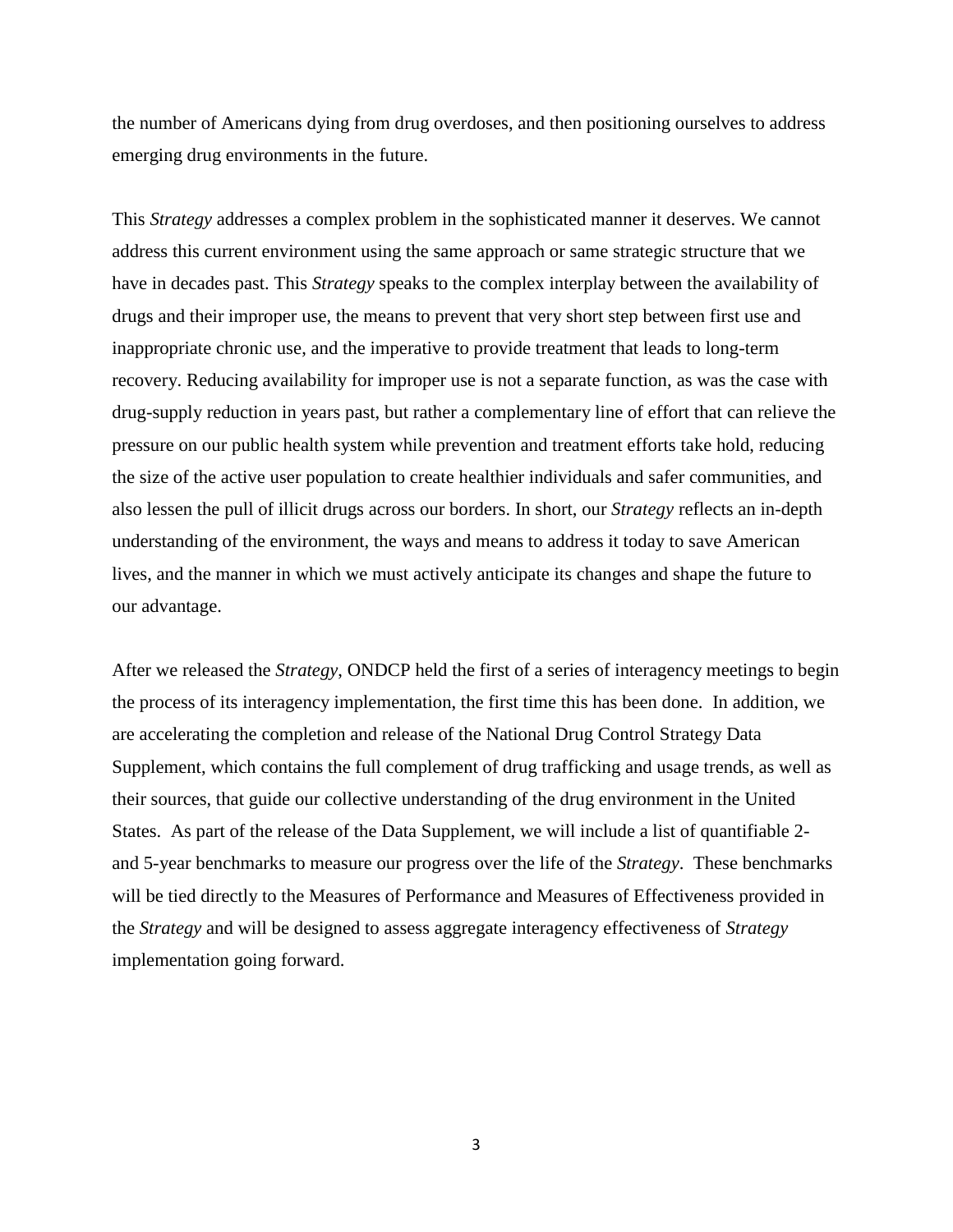the number of Americans dying from drug overdoses, and then positioning ourselves to address emerging drug environments in the future.

This *Strategy* addresses a complex problem in the sophisticated manner it deserves. We cannot address this current environment using the same approach or same strategic structure that we have in decades past. This *Strategy* speaks to the complex interplay between the availability of drugs and their improper use, the means to prevent that very short step between first use and inappropriate chronic use, and the imperative to provide treatment that leads to long-term recovery. Reducing availability for improper use is not a separate function, as was the case with drug-supply reduction in years past, but rather a complementary line of effort that can relieve the pressure on our public health system while prevention and treatment efforts take hold, reducing the size of the active user population to create healthier individuals and safer communities, and also lessen the pull of illicit drugs across our borders. In short, our *Strategy* reflects an in-depth understanding of the environment, the ways and means to address it today to save American lives, and the manner in which we must actively anticipate its changes and shape the future to our advantage.

After we released the *Strategy*, ONDCP held the first of a series of interagency meetings to begin the process of its interagency implementation, the first time this has been done. In addition, we are accelerating the completion and release of the National Drug Control Strategy Data Supplement, which contains the full complement of drug trafficking and usage trends, as well as their sources, that guide our collective understanding of the drug environment in the United States. As part of the release of the Data Supplement, we will include a list of quantifiable 2- and 5-year benchmarks to measure our progress over the life of the *Strategy*. These benchmarks will be tied directly to the Measures of Performance and Measures of Effectiveness provided in the *Strategy* and will be designed to assess aggregate interagency effectiveness of *Strategy* implementation going forward.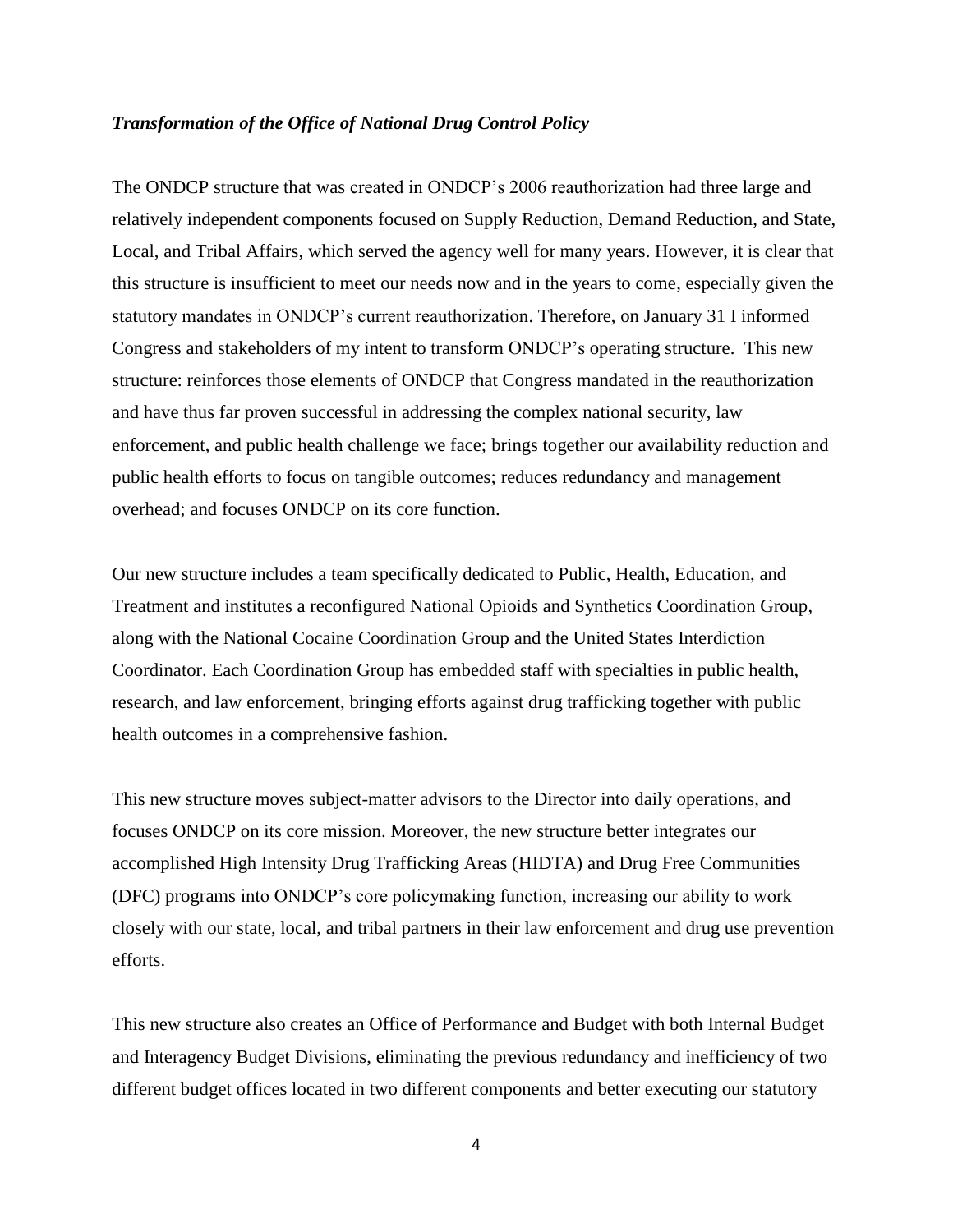***Transformation of the Office of National Drug Control Policy***

The ONDCP structure that was created in ONDCP's 2006 reauthorization had three large and relatively independent components focused on Supply Reduction, Demand Reduction, and State, Local, and Tribal Affairs, which served the agency well for many years. However, it is clear that this structure is insufficient to meet our needs now and in the years to come, especially given the statutory mandates in ONDCP's current reauthorization. Therefore, on January 31 I informed Congress and stakeholders of my intent to transform ONDCP's operating structure. This new structure: reinforces those elements of ONDCP that Congress mandated in the reauthorization and have thus far proven successful in addressing the complex national security, law enforcement, and public health challenge we face; brings together our availability reduction and public health efforts to focus on tangible outcomes; reduces redundancy and management overhead; and focuses ONDCP on its core function.

Our new structure includes a team specifically dedicated to Public, Health, Education, and Treatment and institutes a reconfigured National Opioids and Synthetics Coordination Group, along with the National Cocaine Coordination Group and the United States Interdiction Coordinator. Each Coordination Group has embedded staff with specialties in public health, research, and law enforcement, bringing efforts against drug trafficking together with public health outcomes in a comprehensive fashion.

This new structure moves subject-matter advisors to the Director into daily operations, and focuses ONDCP on its core mission. Moreover, the new structure better integrates our accomplished High Intensity Drug Trafficking Areas (HIDTA) and Drug Free Communities (DFC) programs into ONDCP's core policymaking function, increasing our ability to work closely with our state, local, and tribal partners in their law enforcement and drug use prevention efforts.

This new structure also creates an Office of Performance and Budget with both Internal Budget and Interagency Budget Divisions, eliminating the previous redundancy and inefficiency of two different budget offices located in two different components and better executing our statutory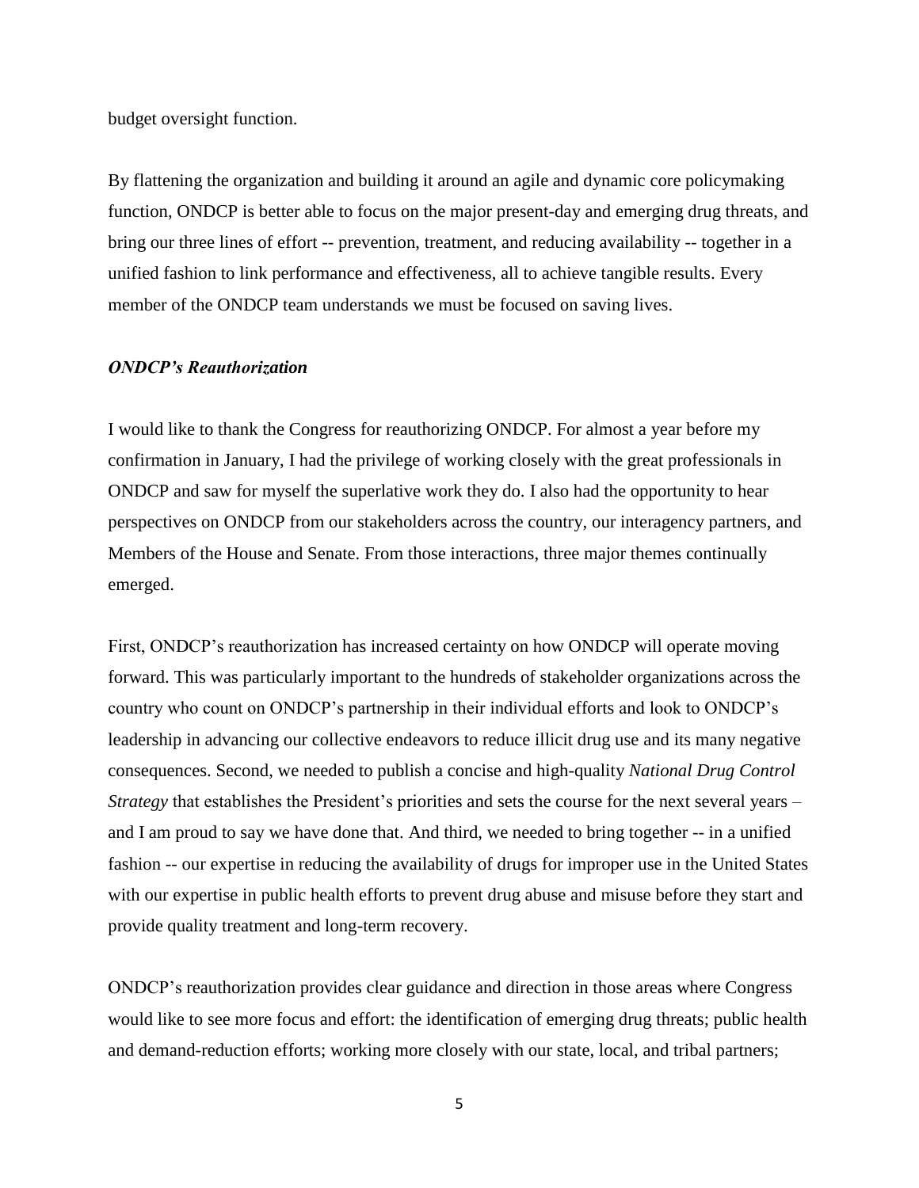budget oversight function.

By flattening the organization and building it around an agile and dynamic core policymaking function, ONDCP is better able to focus on the major present-day and emerging drug threats, and bring our three lines of effort -- prevention, treatment, and reducing availability -- together in a unified fashion to link performance and effectiveness, all to achieve tangible results. Every member of the ONDCP team understands we must be focused on saving lives.

### *ONDCP's Reauthorization*

I would like to thank the Congress for reauthorizing ONDCP. For almost a year before my confirmation in January, I had the privilege of working closely with the great professionals in ONDCP and saw for myself the superlative work they do. I also had the opportunity to hear perspectives on ONDCP from our stakeholders across the country, our interagency partners, and Members of the House and Senate. From those interactions, three major themes continually emerged.

First, ONDCP's reauthorization has increased certainty on how ONDCP will operate moving forward. This was particularly important to the hundreds of stakeholder organizations across the country who count on ONDCP's partnership in their individual efforts and look to ONDCP's leadership in advancing our collective endeavors to reduce illicit drug use and its many negative consequences. Second, we needed to publish a concise and high-quality *National Drug Control Strategy* that establishes the President's priorities and sets the course for the next several years – and I am proud to say we have done that. And third, we needed to bring together -- in a unified fashion -- our expertise in reducing the availability of drugs for improper use in the United States with our expertise in public health efforts to prevent drug abuse and misuse before they start and provide quality treatment and long-term recovery.

ONDCP's reauthorization provides clear guidance and direction in those areas where Congress would like to see more focus and effort: the identification of emerging drug threats; public health and demand-reduction efforts; working more closely with our state, local, and tribal partners;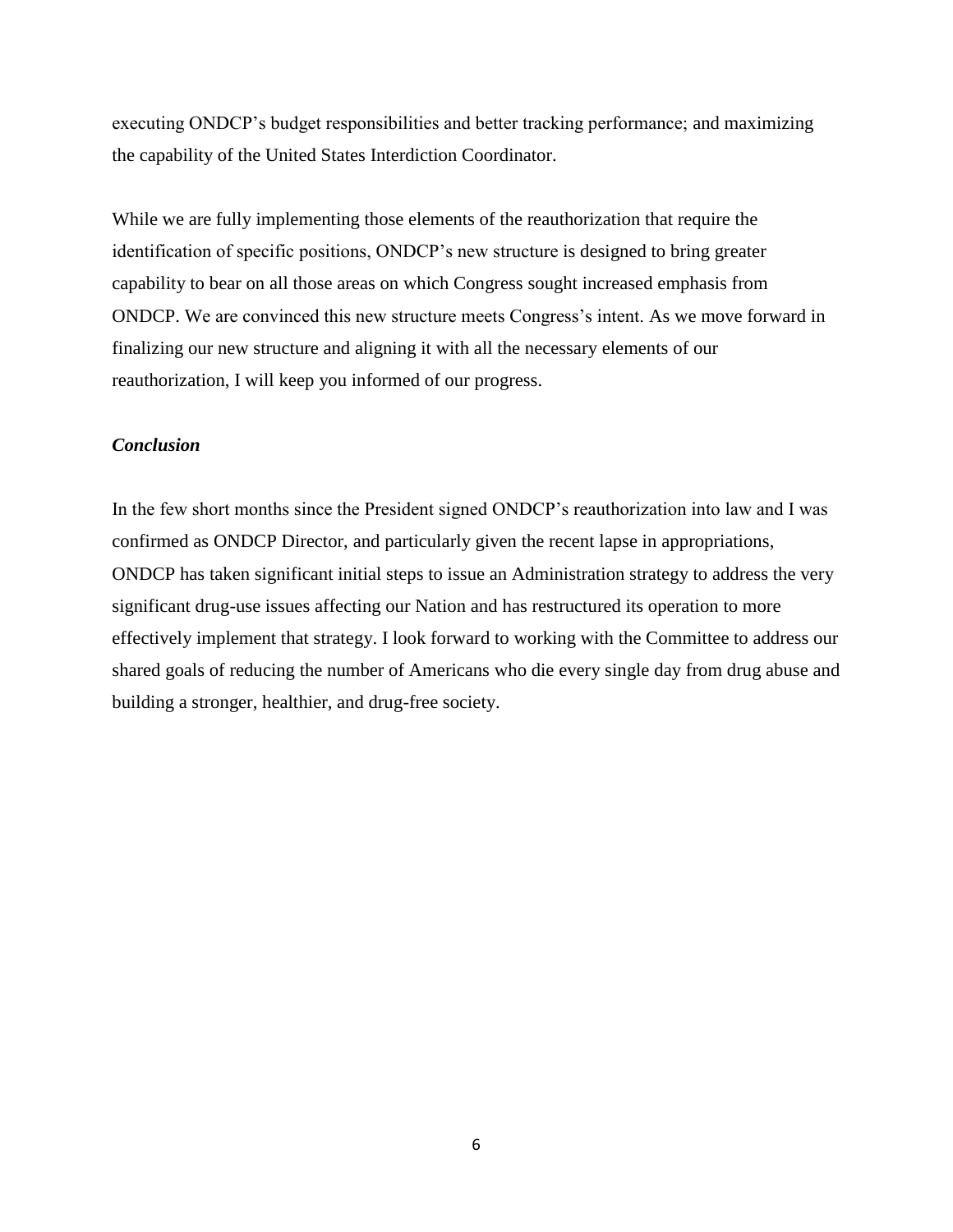executing ONDCP's budget responsibilities and better tracking performance; and maximizing the capability of the United States Interdiction Coordinator.

While we are fully implementing those elements of the reauthorization that require the identification of specific positions, ONDCP's new structure is designed to bring greater capability to bear on all those areas on which Congress sought increased emphasis from ONDCP. We are convinced this new structure meets Congress's intent. As we move forward in finalizing our new structure and aligning it with all the necessary elements of our reauthorization, I will keep you informed of our progress.

### ***Conclusion***

In the few short months since the President signed ONDCP's reauthorization into law and I was confirmed as ONDCP Director, and particularly given the recent lapse in appropriations, ONDCP has taken significant initial steps to issue an Administration strategy to address the very significant drug-use issues affecting our Nation and has restructured its operation to more effectively implement that strategy. I look forward to working with the Committee to address our shared goals of reducing the number of Americans who die every single day from drug abuse and building a stronger, healthier, and drug-free society.